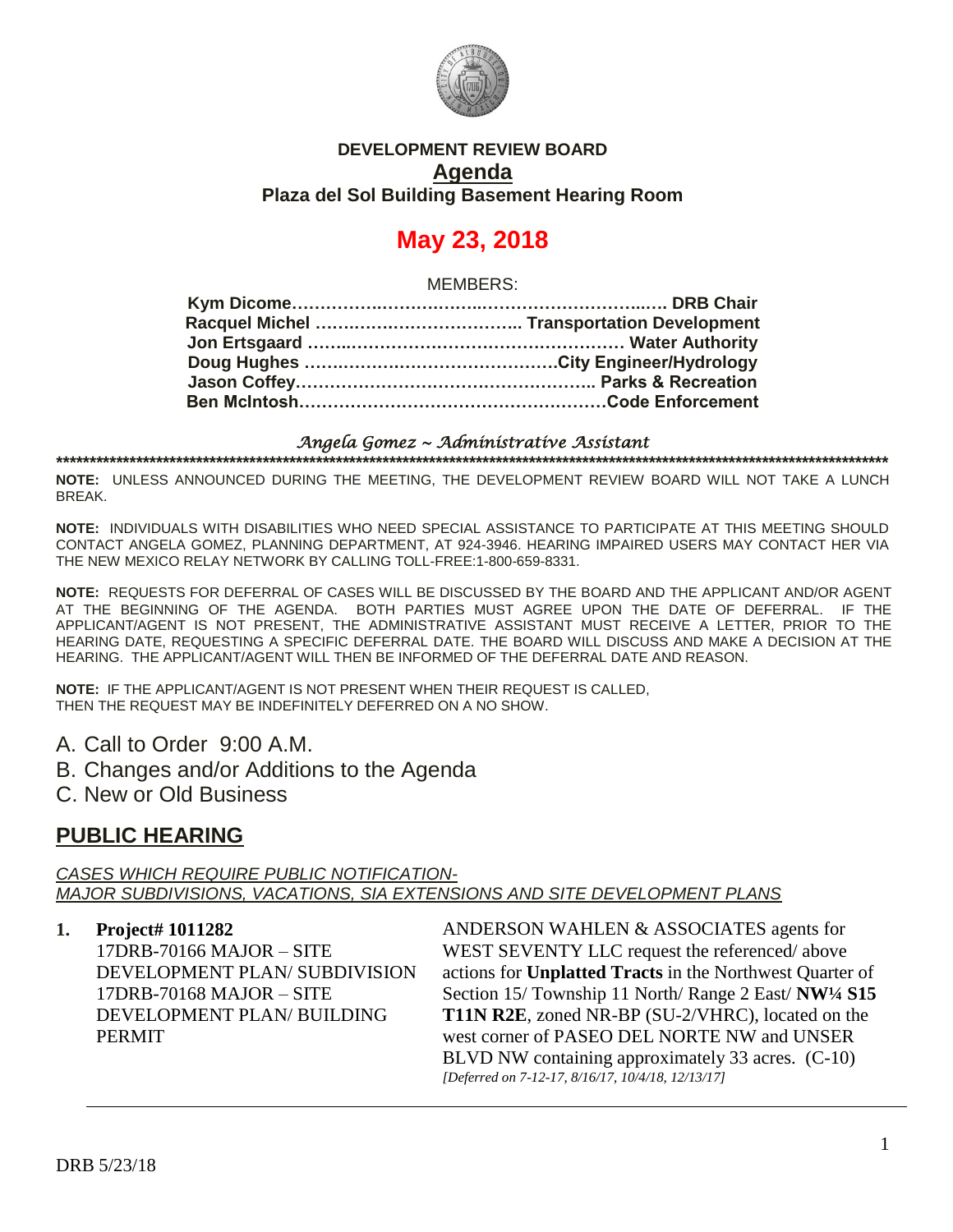**DEVELOPMENT REVIEW BOARD**

# Agenda

**Plaza del Sol Building Basement Hearing Room**

# May 23, 2018

MEMBERS:

**Kym Dicome……………………………………………………. DRB Chair**
**Racquel Michel ……………………………. Transportation Development**
**Jon Ertsgaard ………………………………………………… Water Authority**
**Doug Hughes ………………………………………City Engineer/Hydrology**
**Jason Coffey…………………………………………….. Parks & Recreation**
**Ben McIntosh………………………………………………Code Enforcement**

*Angela Gomez ~ Administrative Assistant*

**********************************************************************************************************************

**NOTE:** UNLESS ANNOUNCED DURING THE MEETING, THE DEVELOPMENT REVIEW BOARD WILL NOT TAKE A LUNCH BREAK.

**NOTE:** INDIVIDUALS WITH DISABILITIES WHO NEED SPECIAL ASSISTANCE TO PARTICIPATE AT THIS MEETING SHOULD CONTACT ANGELA GOMEZ, PLANNING DEPARTMENT, AT 924-3946. HEARING IMPAIRED USERS MAY CONTACT HER VIA THE NEW MEXICO RELAY NETWORK BY CALLING TOLL-FREE:1-800-659-8331.

**NOTE:** REQUESTS FOR DEFERRAL OF CASES WILL BE DISCUSSED BY THE BOARD AND THE APPLICANT AND/OR AGENT AT THE BEGINNING OF THE AGENDA. BOTH PARTIES MUST AGREE UPON THE DATE OF DEFERRAL. IF THE APPLICANT/AGENT IS NOT PRESENT, THE ADMINISTRATIVE ASSISTANT MUST RECEIVE A LETTER, PRIOR TO THE HEARING DATE, REQUESTING A SPECIFIC DEFERRAL DATE. THE BOARD WILL DISCUSS AND MAKE A DECISION AT THE HEARING. THE APPLICANT/AGENT WILL THEN BE INFORMED OF THE DEFERRAL DATE AND REASON.

**NOTE:** IF THE APPLICANT/AGENT IS NOT PRESENT WHEN THEIR REQUEST IS CALLED, THEN THE REQUEST MAY BE INDEFINITELY DEFERRED ON A NO SHOW.

A. Call to Order 9:00 A.M.
B. Changes and/or Additions to the Agenda
C. New or Old Business

## PUBLIC HEARING

*CASES WHICH REQUIRE PUBLIC NOTIFICATION-*
*MAJOR SUBDIVISIONS, VACATIONS, SIA EXTENSIONS AND SITE DEVELOPMENT PLANS*

**1. Project# 1011282**
17DRB-70166 MAJOR – SITE DEVELOPMENT PLAN/ SUBDIVISION
17DRB-70168 MAJOR – SITE DEVELOPMENT PLAN/ BUILDING PERMIT

ANDERSON WAHLEN & ASSOCIATES agents for WEST SEVENTY LLC request the referenced/ above actions for **Unplatted Tracts** in the Northwest Quarter of Section 15/ Township 11 North/ Range 2 East/ **NW¼ S15 T11N R2E**, zoned NR-BP (SU-2/VHRC), located on the west corner of PASEO DEL NORTE NW and UNSER BLVD NW containing approximately 33 acres. (C-10)
*[Deferred on 7-12-17, 8/16/17, 10/4/18, 12/13/17]*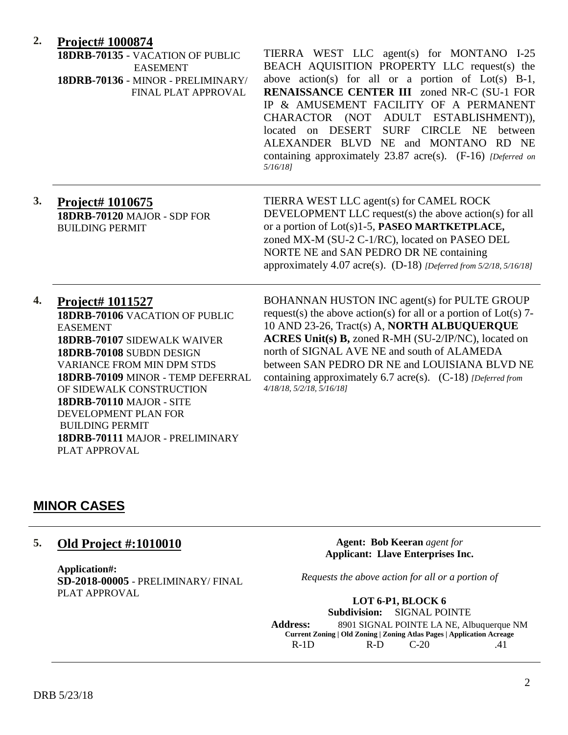**2. Project# 1000874**

**18DRB-70135** - VACATION OF PUBLIC EASEMENT
**18DRB-70136** - MINOR - PRELIMINARY/ FINAL PLAT APPROVAL

TIERRA WEST LLC agent(s) for MONTANO I-25 BEACH AQUISITION PROPERTY LLC request(s) the above action(s) for all or a portion of Lot(s) B-1, **RENAISSANCE CENTER III** zoned NR-C (SU-1 FOR IP & AMUSEMENT FACILITY OF A PERMANENT CHARACTOR (NOT ADULT ESTABLISHMENT)), located on DESERT SURF CIRCLE NE between ALEXANDER BLVD NE and MONTANO RD NE containing approximately 23.87 acre(s). (F-16) *[Deferred on 5/16/18]*

---

**3. Project# 1010675**

**18DRB-70120** MAJOR - SDP FOR BUILDING PERMIT

TIERRA WEST LLC agent(s) for CAMEL ROCK DEVELOPMENT LLC request(s) the above action(s) for all or a portion of Lot(s)1-5, **PASEO MARTKETPLACE,** zoned MX-M (SU-2 C-1/RC), located on PASEO DEL NORTE NE and SAN PEDRO DR NE containing approximately 4.07 acre(s). (D-18) *[Deferred from 5/2/18, 5/16/18]*

---

**4. Project# 1011527**

**18DRB-70106** VACATION OF PUBLIC EASEMENT
**18DRB-70107** SIDEWALK WAIVER
**18DRB-70108** SUBDN DESIGN VARIANCE FROM MIN DPM STDS
**18DRB-70109** MINOR - TEMP DEFERRAL OF SIDEWALK CONSTRUCTION
**18DRB-70110** MAJOR - SITE DEVELOPMENT PLAN FOR BUILDING PERMIT
**18DRB-70111** MAJOR - PRELIMINARY PLAT APPROVAL

BOHANNAN HUSTON INC agent(s) for PULTE GROUP request(s) the above action(s) for all or a portion of Lot(s) 7-10 AND 23-26, Tract(s) A, **NORTH ALBUQUERQUE ACRES Unit(s) B,** zoned R-MH (SU-2/IP/NC), located on north of SIGNAL AVE NE and south of ALAMEDA between SAN PEDRO DR NE and LOUISIANA BLVD NE containing approximately 6.7 acre(s). (C-18) *[Deferred from 4/18/18, 5/2/18, 5/16/18]*

## MINOR CASES

---

**5. Old Project #:1010010**

**Application#:**
**SD-2018-00005** - PRELIMINARY/ FINAL PLAT APPROVAL

**Agent: Bob Keeran** *agent for*
**Applicant: Llave Enterprises Inc.**

*Requests the above action for all or a portion of*

**LOT 6-P1, BLOCK 6**
**Subdivision:** SIGNAL POINTE
**Address:** 8901 SIGNAL POINTE LA NE, Albuquerque NM

| Current Zoning | Old Zoning | Zoning Atlas Pages | Application Acreage |
|---|---|---|---|
| R-1D | R-D | C-20 | .41 |

---

DRB 5/23/18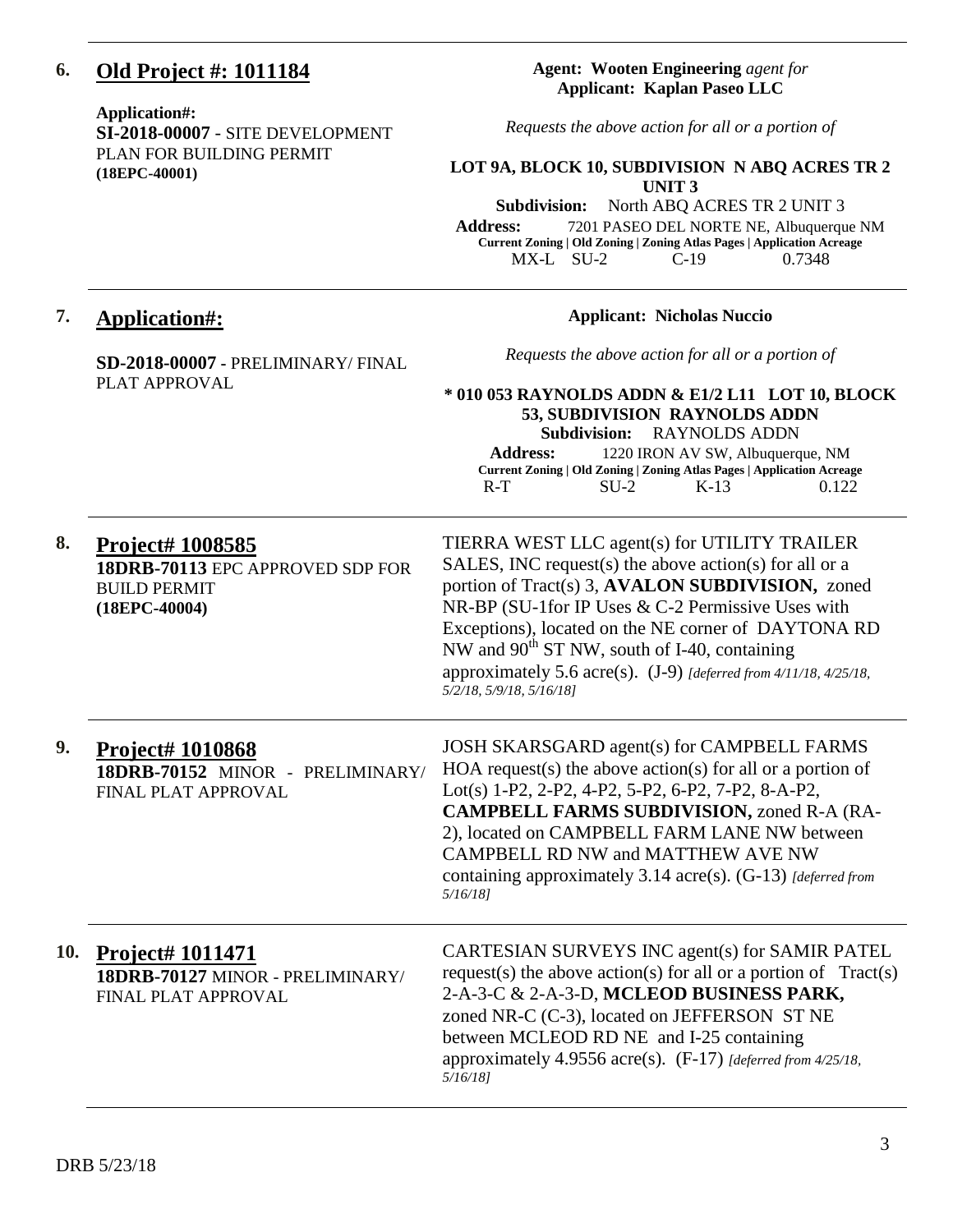**6. Old Project #: 1011184**

**Application#:**
**SI-2018-00007** - SITE DEVELOPMENT PLAN FOR BUILDING PERMIT
**(18EPC-40001)**

**Agent: Wooten Engineering** *agent for*
**Applicant: Kaplan Paseo LLC**

*Requests the above action for all or a portion of*

**LOT 9A, BLOCK 10, SUBDIVISION N ABQ ACRES TR 2 UNIT 3**
**Subdivision:** North ABQ ACRES TR 2 UNIT 3
**Address:** 7201 PASEO DEL NORTE NE, Albuquerque NM

| Current Zoning | Old Zoning | Zoning Atlas Pages | Application Acreage |
|---|---|---|---|
| MX-L | SU-2 | C-19 | 0.7348 |

---

**7. Application#:**

**SD-2018-00007** - PRELIMINARY/ FINAL PLAT APPROVAL

**Applicant: Nicholas Nuccio**

*Requests the above action for all or a portion of*

**\* 010 053 RAYNOLDS ADDN & E1/2 L11 LOT 10, BLOCK 53, SUBDIVISION RAYNOLDS ADDN**
**Subdivision:** RAYNOLDS ADDN
**Address:** 1220 IRON AV SW, Albuquerque, NM

| Current Zoning | Old Zoning | Zoning Atlas Pages | Application Acreage |
|---|---|---|---|
| R-T | SU-2 | K-13 | 0.122 |

---

**8. Project# 1008585**
**18DRB-70113** EPC APPROVED SDP FOR BUILD PERMIT
**(18EPC-40004)**

TIERRA WEST LLC agent(s) for UTILITY TRAILER SALES, INC request(s) the above action(s) for all or a portion of Tract(s) 3, **AVALON SUBDIVISION,** zoned NR-BP (SU-1for IP Uses & C-2 Permissive Uses with Exceptions), located on the NE corner of DAYTONA RD NW and 90th ST NW, south of I-40, containing approximately 5.6 acre(s). (J-9) *[deferred from 4/11/18, 4/25/18, 5/2/18, 5/9/18, 5/16/18]*

---

**9. Project# 1010868**
**18DRB-70152** MINOR - PRELIMINARY/ FINAL PLAT APPROVAL

JOSH SKARSGARD agent(s) for CAMPBELL FARMS HOA request(s) the above action(s) for all or a portion of Lot(s) 1-P2, 2-P2, 4-P2, 5-P2, 6-P2, 7-P2, 8-A-P2, **CAMPBELL FARMS SUBDIVISION,** zoned R-A (RA-2), located on CAMPBELL FARM LANE NW between CAMPBELL RD NW and MATTHEW AVE NW containing approximately 3.14 acre(s). (G-13) *[deferred from 5/16/18]*

---

**10. Project# 1011471**
**18DRB-70127** MINOR - PRELIMINARY/ FINAL PLAT APPROVAL

CARTESIAN SURVEYS INC agent(s) for SAMIR PATEL request(s) the above action(s) for all or a portion of Tract(s) 2-A-3-C & 2-A-3-D, **MCLEOD BUSINESS PARK,** zoned NR-C (C-3), located on JEFFERSON ST NE between MCLEOD RD NE and I-25 containing approximately 4.9556 acre(s). (F-17) *[deferred from 4/25/18, 5/16/18]*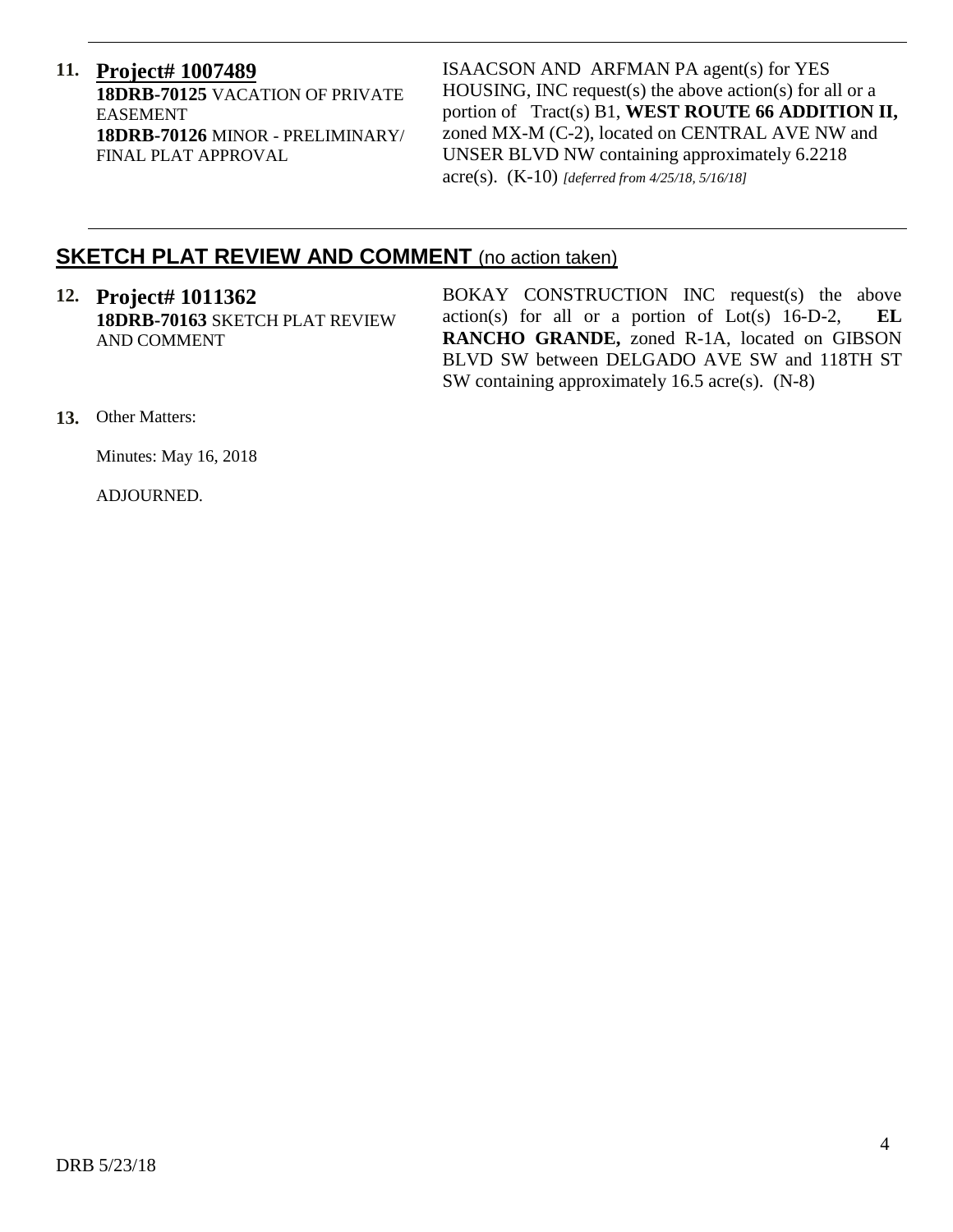**11. Project# 1007489**
**18DRB-70125** VACATION OF PRIVATE EASEMENT
**18DRB-70126** MINOR - PRELIMINARY/ FINAL PLAT APPROVAL

ISAACSON AND ARFMAN PA agent(s) for YES HOUSING, INC request(s) the above action(s) for all or a portion of Tract(s) B1, **WEST ROUTE 66 ADDITION II,** zoned MX-M (C-2), located on CENTRAL AVE NW and UNSER BLVD NW containing approximately 6.2218 acre(s). (K-10) *[deferred from 4/25/18, 5/16/18]*

---

## SKETCH PLAT REVIEW AND COMMENT (no action taken)

**12. Project# 1011362**
**18DRB-70163** SKETCH PLAT REVIEW AND COMMENT

BOKAY CONSTRUCTION INC request(s) the above action(s) for all or a portion of Lot(s) 16-D-2, **EL RANCHO GRANDE,** zoned R-1A, located on GIBSON BLVD SW between DELGADO AVE SW and 118TH ST SW containing approximately 16.5 acre(s). (N-8)

**13.** Other Matters:

Minutes: May 16, 2018

ADJOURNED.